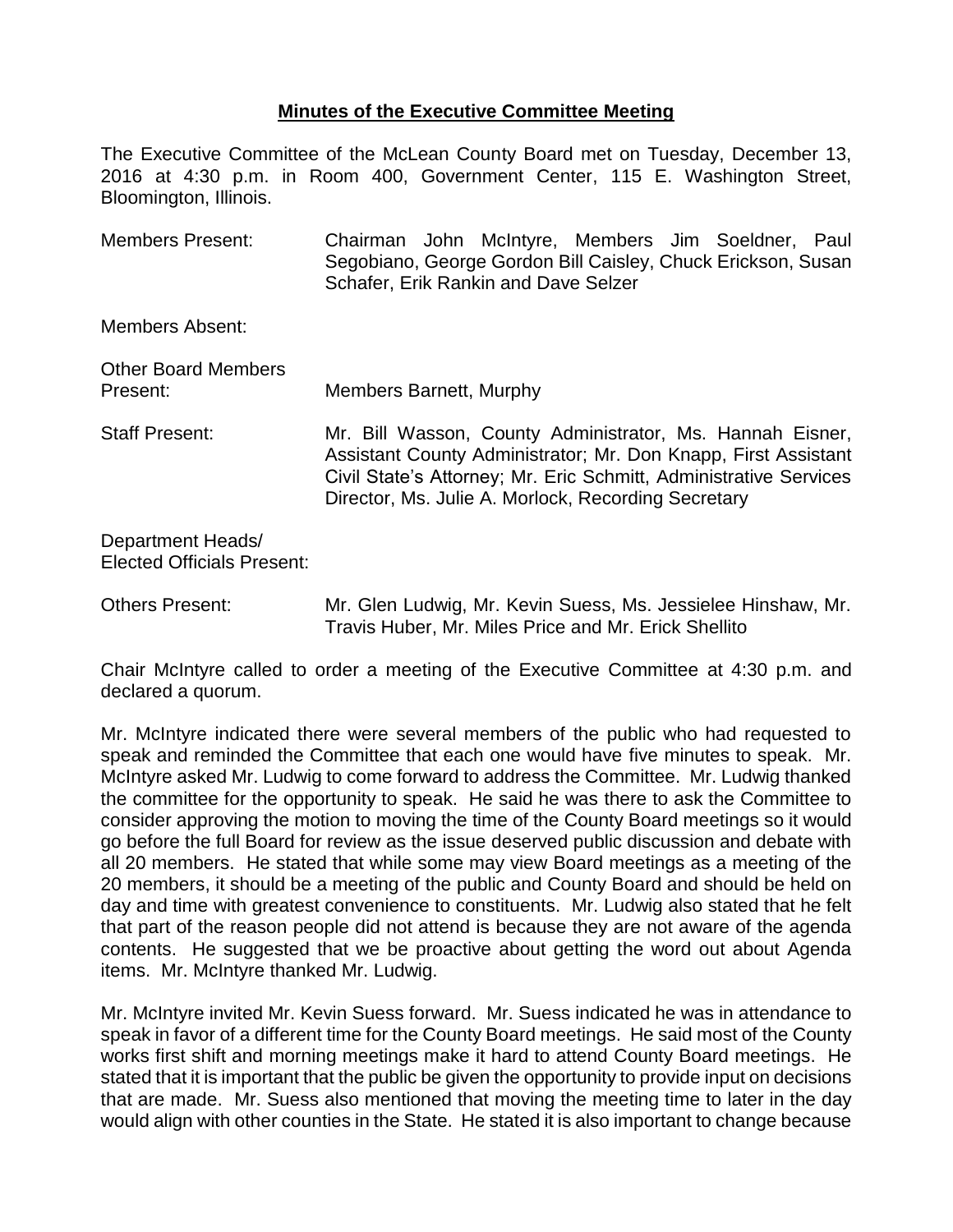## **Minutes of the Executive Committee Meeting**

The Executive Committee of the McLean County Board met on Tuesday, December 13, 2016 at 4:30 p.m. in Room 400, Government Center, 115 E. Washington Street, Bloomington, Illinois.

Members Present: Chairman John McIntyre, Members Jim Soeldner, Paul Segobiano, George Gordon Bill Caisley, Chuck Erickson, Susan Schafer, Erik Rankin and Dave Selzer

Members Absent:

Other Board Members Present: Members Barnett, Murphy

Staff Present: Mr. Bill Wasson, County Administrator, Ms. Hannah Eisner, Assistant County Administrator; Mr. Don Knapp, First Assistant Civil State's Attorney; Mr. Eric Schmitt, Administrative Services Director, Ms. Julie A. Morlock, Recording Secretary

Department Heads/ Elected Officials Present:

Others Present: Mr. Glen Ludwig, Mr. Kevin Suess, Ms. Jessielee Hinshaw, Mr. Travis Huber, Mr. Miles Price and Mr. Erick Shellito

Chair McIntyre called to order a meeting of the Executive Committee at 4:30 p.m. and declared a quorum.

Mr. McIntyre indicated there were several members of the public who had requested to speak and reminded the Committee that each one would have five minutes to speak. Mr. McIntyre asked Mr. Ludwig to come forward to address the Committee. Mr. Ludwig thanked the committee for the opportunity to speak. He said he was there to ask the Committee to consider approving the motion to moving the time of the County Board meetings so it would go before the full Board for review as the issue deserved public discussion and debate with all 20 members. He stated that while some may view Board meetings as a meeting of the 20 members, it should be a meeting of the public and County Board and should be held on day and time with greatest convenience to constituents. Mr. Ludwig also stated that he felt that part of the reason people did not attend is because they are not aware of the agenda contents. He suggested that we be proactive about getting the word out about Agenda items. Mr. McIntyre thanked Mr. Ludwig.

Mr. McIntyre invited Mr. Kevin Suess forward. Mr. Suess indicated he was in attendance to speak in favor of a different time for the County Board meetings. He said most of the County works first shift and morning meetings make it hard to attend County Board meetings. He stated that it is important that the public be given the opportunity to provide input on decisions that are made. Mr. Suess also mentioned that moving the meeting time to later in the day would align with other counties in the State. He stated it is also important to change because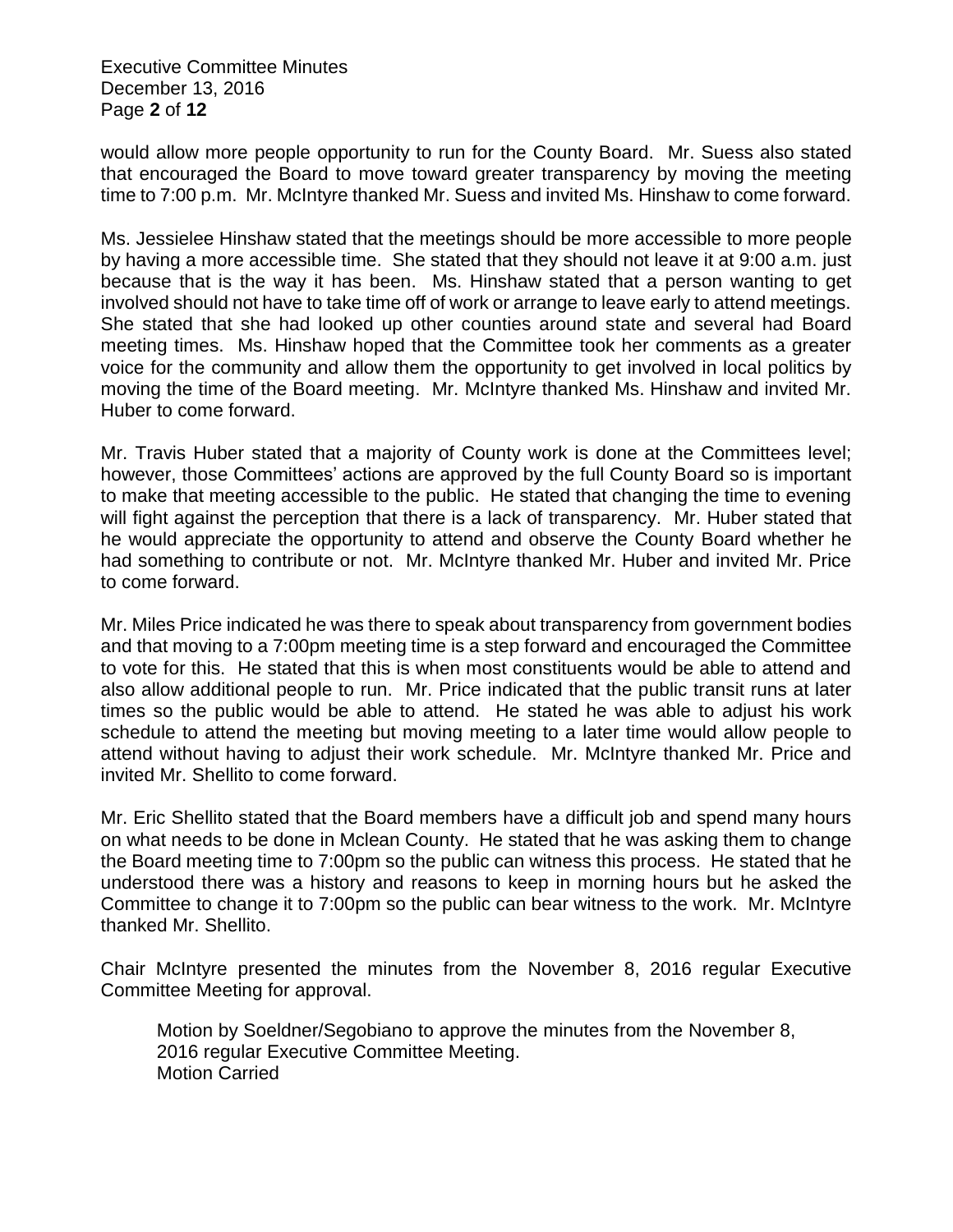would allow more people opportunity to run for the County Board. Mr. Suess also stated that encouraged the Board to move toward greater transparency by moving the meeting time to 7:00 p.m. Mr. McIntyre thanked Mr. Suess and invited Ms. Hinshaw to come forward.

Ms. Jessielee Hinshaw stated that the meetings should be more accessible to more people by having a more accessible time. She stated that they should not leave it at 9:00 a.m. just because that is the way it has been. Ms. Hinshaw stated that a person wanting to get involved should not have to take time off of work or arrange to leave early to attend meetings. She stated that she had looked up other counties around state and several had Board meeting times. Ms. Hinshaw hoped that the Committee took her comments as a greater voice for the community and allow them the opportunity to get involved in local politics by moving the time of the Board meeting. Mr. McIntyre thanked Ms. Hinshaw and invited Mr. Huber to come forward.

Mr. Travis Huber stated that a majority of County work is done at the Committees level; however, those Committees' actions are approved by the full County Board so is important to make that meeting accessible to the public. He stated that changing the time to evening will fight against the perception that there is a lack of transparency. Mr. Huber stated that he would appreciate the opportunity to attend and observe the County Board whether he had something to contribute or not. Mr. McIntyre thanked Mr. Huber and invited Mr. Price to come forward.

Mr. Miles Price indicated he was there to speak about transparency from government bodies and that moving to a 7:00pm meeting time is a step forward and encouraged the Committee to vote for this. He stated that this is when most constituents would be able to attend and also allow additional people to run. Mr. Price indicated that the public transit runs at later times so the public would be able to attend. He stated he was able to adjust his work schedule to attend the meeting but moving meeting to a later time would allow people to attend without having to adjust their work schedule. Mr. McIntyre thanked Mr. Price and invited Mr. Shellito to come forward.

Mr. Eric Shellito stated that the Board members have a difficult job and spend many hours on what needs to be done in Mclean County. He stated that he was asking them to change the Board meeting time to 7:00pm so the public can witness this process. He stated that he understood there was a history and reasons to keep in morning hours but he asked the Committee to change it to 7:00pm so the public can bear witness to the work. Mr. McIntyre thanked Mr. Shellito.

Chair McIntyre presented the minutes from the November 8, 2016 regular Executive Committee Meeting for approval.

> Motion by Soeldner/Segobiano to approve the minutes from the November 8, 2016 regular Executive Committee Meeting.
> Motion Carried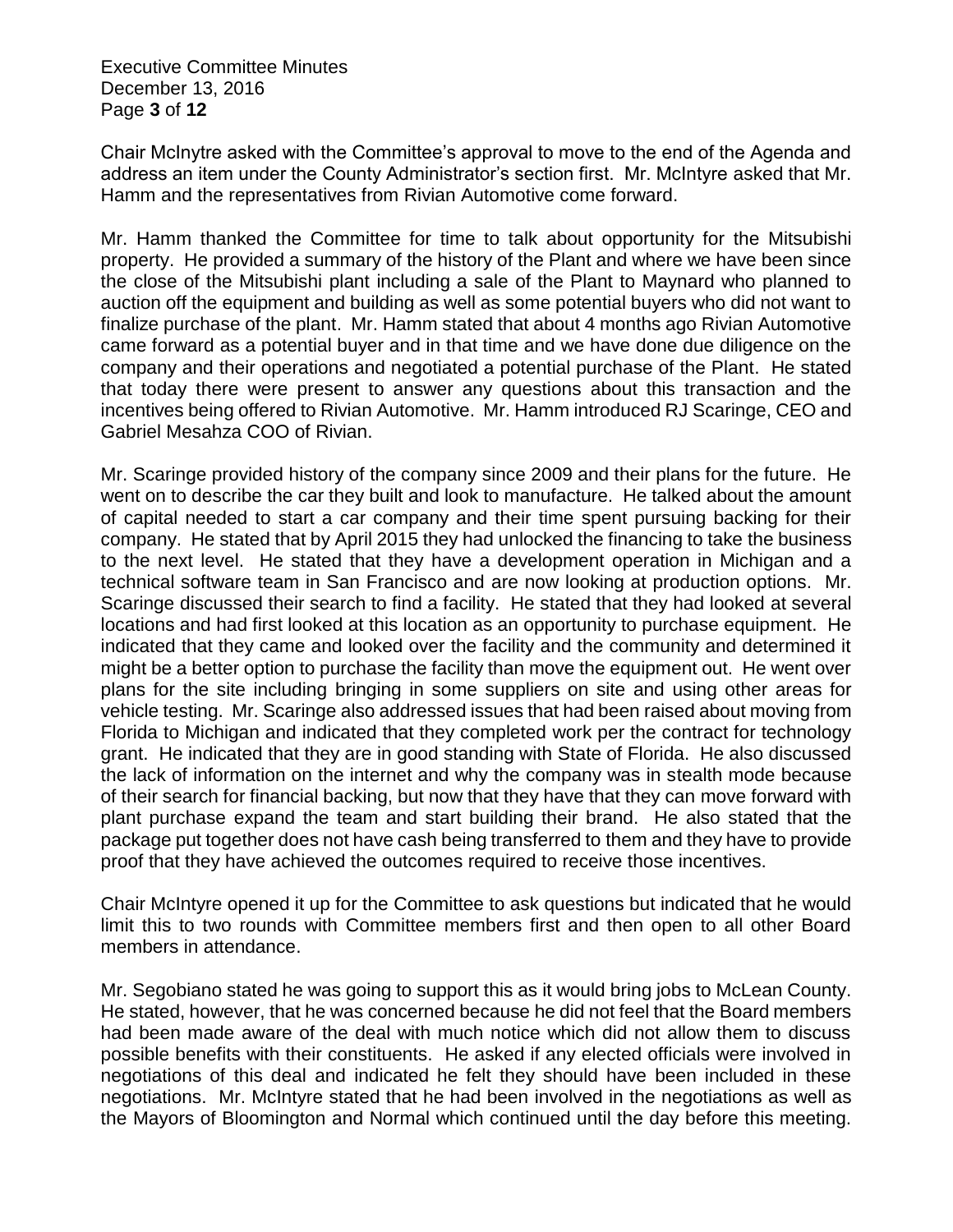Chair McInytre asked with the Committee's approval to move to the end of the Agenda and address an item under the County Administrator's section first. Mr. McIntyre asked that Mr. Hamm and the representatives from Rivian Automotive come forward.

Mr. Hamm thanked the Committee for time to talk about opportunity for the Mitsubishi property. He provided a summary of the history of the Plant and where we have been since the close of the Mitsubishi plant including a sale of the Plant to Maynard who planned to auction off the equipment and building as well as some potential buyers who did not want to finalize purchase of the plant. Mr. Hamm stated that about 4 months ago Rivian Automotive came forward as a potential buyer and in that time and we have done due diligence on the company and their operations and negotiated a potential purchase of the Plant. He stated that today there were present to answer any questions about this transaction and the incentives being offered to Rivian Automotive. Mr. Hamm introduced RJ Scaringe, CEO and Gabriel Mesahza COO of Rivian.

Mr. Scaringe provided history of the company since 2009 and their plans for the future. He went on to describe the car they built and look to manufacture. He talked about the amount of capital needed to start a car company and their time spent pursuing backing for their company. He stated that by April 2015 they had unlocked the financing to take the business to the next level. He stated that they have a development operation in Michigan and a technical software team in San Francisco and are now looking at production options. Mr. Scaringe discussed their search to find a facility. He stated that they had looked at several locations and had first looked at this location as an opportunity to purchase equipment. He indicated that they came and looked over the facility and the community and determined it might be a better option to purchase the facility than move the equipment out. He went over plans for the site including bringing in some suppliers on site and using other areas for vehicle testing. Mr. Scaringe also addressed issues that had been raised about moving from Florida to Michigan and indicated that they completed work per the contract for technology grant. He indicated that they are in good standing with State of Florida. He also discussed the lack of information on the internet and why the company was in stealth mode because of their search for financial backing, but now that they have that they can move forward with plant purchase expand the team and start building their brand. He also stated that the package put together does not have cash being transferred to them and they have to provide proof that they have achieved the outcomes required to receive those incentives.

Chair McIntyre opened it up for the Committee to ask questions but indicated that he would limit this to two rounds with Committee members first and then open to all other Board members in attendance.

Mr. Segobiano stated he was going to support this as it would bring jobs to McLean County. He stated, however, that he was concerned because he did not feel that the Board members had been made aware of the deal with much notice which did not allow them to discuss possible benefits with their constituents. He asked if any elected officials were involved in negotiations of this deal and indicated he felt they should have been included in these negotiations. Mr. McIntyre stated that he had been involved in the negotiations as well as the Mayors of Bloomington and Normal which continued until the day before this meeting.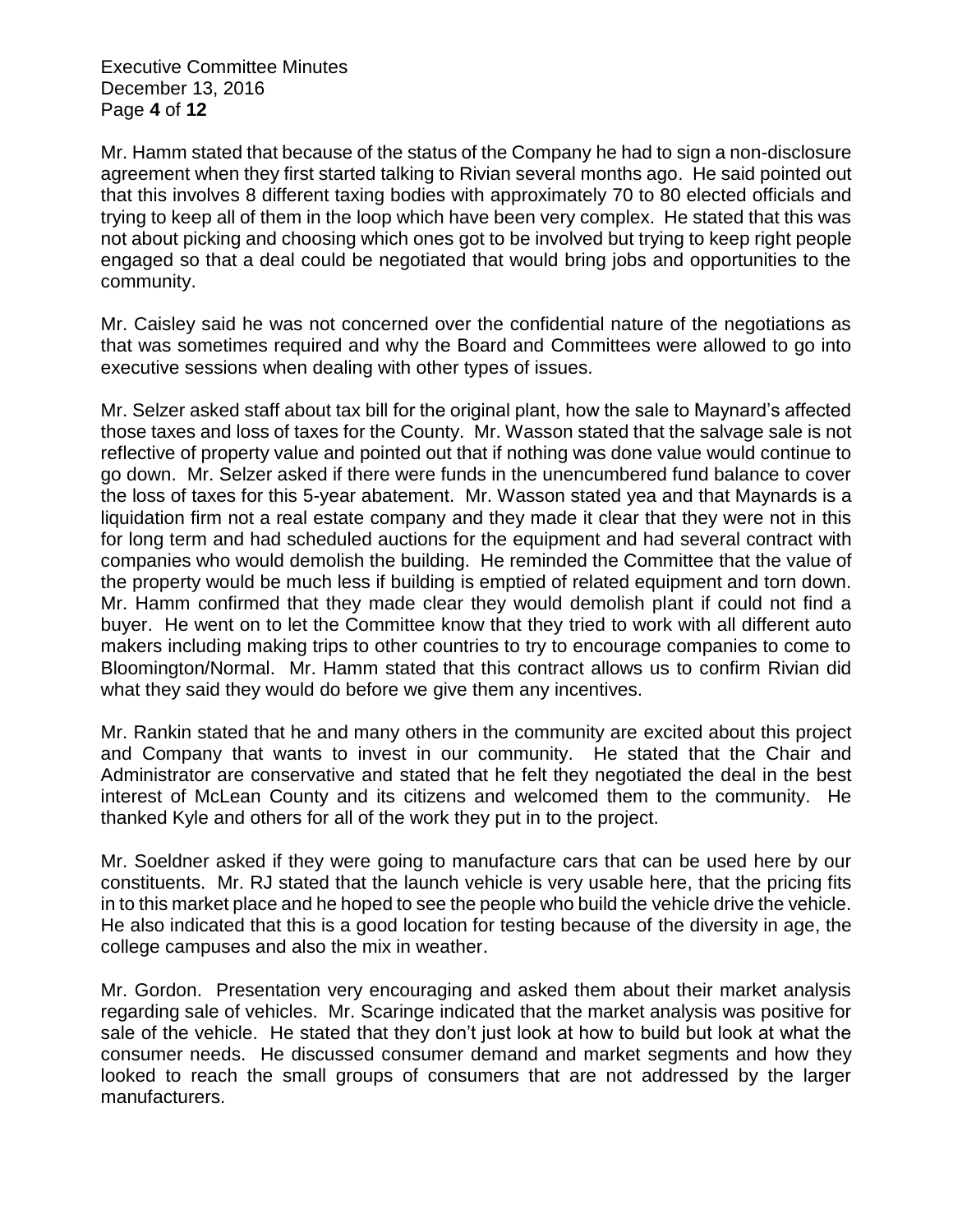Mr. Hamm stated that because of the status of the Company he had to sign a non-disclosure agreement when they first started talking to Rivian several months ago. He said pointed out that this involves 8 different taxing bodies with approximately 70 to 80 elected officials and trying to keep all of them in the loop which have been very complex. He stated that this was not about picking and choosing which ones got to be involved but trying to keep right people engaged so that a deal could be negotiated that would bring jobs and opportunities to the community.

Mr. Caisley said he was not concerned over the confidential nature of the negotiations as that was sometimes required and why the Board and Committees were allowed to go into executive sessions when dealing with other types of issues.

Mr. Selzer asked staff about tax bill for the original plant, how the sale to Maynard's affected those taxes and loss of taxes for the County. Mr. Wasson stated that the salvage sale is not reflective of property value and pointed out that if nothing was done value would continue to go down. Mr. Selzer asked if there were funds in the unencumbered fund balance to cover the loss of taxes for this 5-year abatement. Mr. Wasson stated yea and that Maynards is a liquidation firm not a real estate company and they made it clear that they were not in this for long term and had scheduled auctions for the equipment and had several contract with companies who would demolish the building. He reminded the Committee that the value of the property would be much less if building is emptied of related equipment and torn down. Mr. Hamm confirmed that they made clear they would demolish plant if could not find a buyer. He went on to let the Committee know that they tried to work with all different auto makers including making trips to other countries to try to encourage companies to come to Bloomington/Normal. Mr. Hamm stated that this contract allows us to confirm Rivian did what they said they would do before we give them any incentives.

Mr. Rankin stated that he and many others in the community are excited about this project and Company that wants to invest in our community. He stated that the Chair and Administrator are conservative and stated that he felt they negotiated the deal in the best interest of McLean County and its citizens and welcomed them to the community. He thanked Kyle and others for all of the work they put in to the project.

Mr. Soeldner asked if they were going to manufacture cars that can be used here by our constituents. Mr. RJ stated that the launch vehicle is very usable here, that the pricing fits in to this market place and he hoped to see the people who build the vehicle drive the vehicle. He also indicated that this is a good location for testing because of the diversity in age, the college campuses and also the mix in weather.

Mr. Gordon. Presentation very encouraging and asked them about their market analysis regarding sale of vehicles. Mr. Scaringe indicated that the market analysis was positive for sale of the vehicle. He stated that they don't just look at how to build but look at what the consumer needs. He discussed consumer demand and market segments and how they looked to reach the small groups of consumers that are not addressed by the larger manufacturers.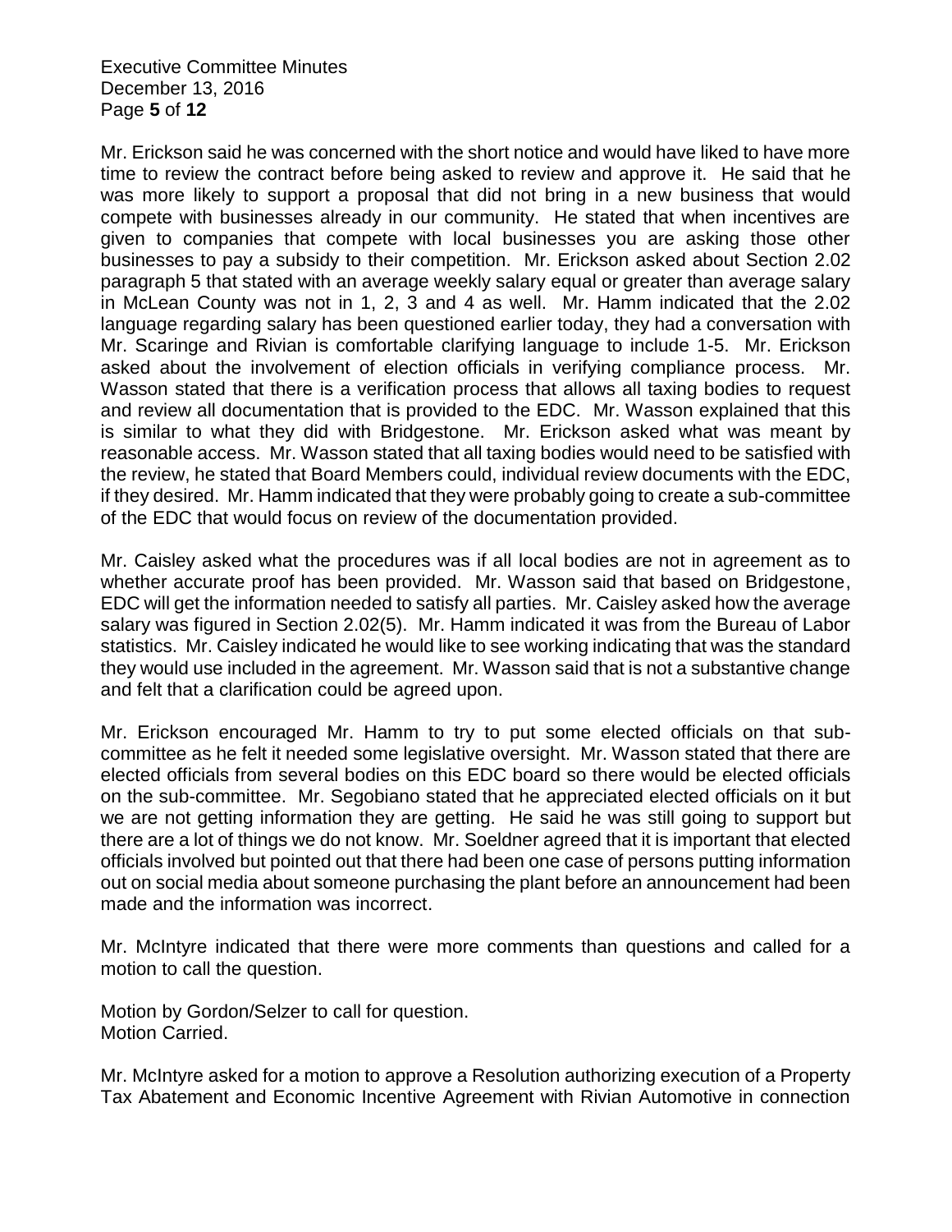Mr. Erickson said he was concerned with the short notice and would have liked to have more time to review the contract before being asked to review and approve it. He said that he was more likely to support a proposal that did not bring in a new business that would compete with businesses already in our community. He stated that when incentives are given to companies that compete with local businesses you are asking those other businesses to pay a subsidy to their competition. Mr. Erickson asked about Section 2.02 paragraph 5 that stated with an average weekly salary equal or greater than average salary in McLean County was not in 1, 2, 3 and 4 as well. Mr. Hamm indicated that the 2.02 language regarding salary has been questioned earlier today, they had a conversation with Mr. Scaringe and Rivian is comfortable clarifying language to include 1-5. Mr. Erickson asked about the involvement of election officials in verifying compliance process. Mr. Wasson stated that there is a verification process that allows all taxing bodies to request and review all documentation that is provided to the EDC. Mr. Wasson explained that this is similar to what they did with Bridgestone. Mr. Erickson asked what was meant by reasonable access. Mr. Wasson stated that all taxing bodies would need to be satisfied with the review, he stated that Board Members could, individual review documents with the EDC, if they desired. Mr. Hamm indicated that they were probably going to create a sub-committee of the EDC that would focus on review of the documentation provided.

Mr. Caisley asked what the procedures was if all local bodies are not in agreement as to whether accurate proof has been provided. Mr. Wasson said that based on Bridgestone, EDC will get the information needed to satisfy all parties. Mr. Caisley asked how the average salary was figured in Section 2.02(5). Mr. Hamm indicated it was from the Bureau of Labor statistics. Mr. Caisley indicated he would like to see working indicating that was the standard they would use included in the agreement. Mr. Wasson said that is not a substantive change and felt that a clarification could be agreed upon.

Mr. Erickson encouraged Mr. Hamm to try to put some elected officials on that sub-committee as he felt it needed some legislative oversight. Mr. Wasson stated that there are elected officials from several bodies on this EDC board so there would be elected officials on the sub-committee. Mr. Segobiano stated that he appreciated elected officials on it but we are not getting information they are getting. He said he was still going to support but there are a lot of things we do not know. Mr. Soeldner agreed that it is important that elected officials involved but pointed out that there had been one case of persons putting information out on social media about someone purchasing the plant before an announcement had been made and the information was incorrect.

Mr. McIntyre indicated that there were more comments than questions and called for a motion to call the question.

Motion by Gordon/Selzer to call for question.
Motion Carried.

Mr. McIntyre asked for a motion to approve a Resolution authorizing execution of a Property Tax Abatement and Economic Incentive Agreement with Rivian Automotive in connection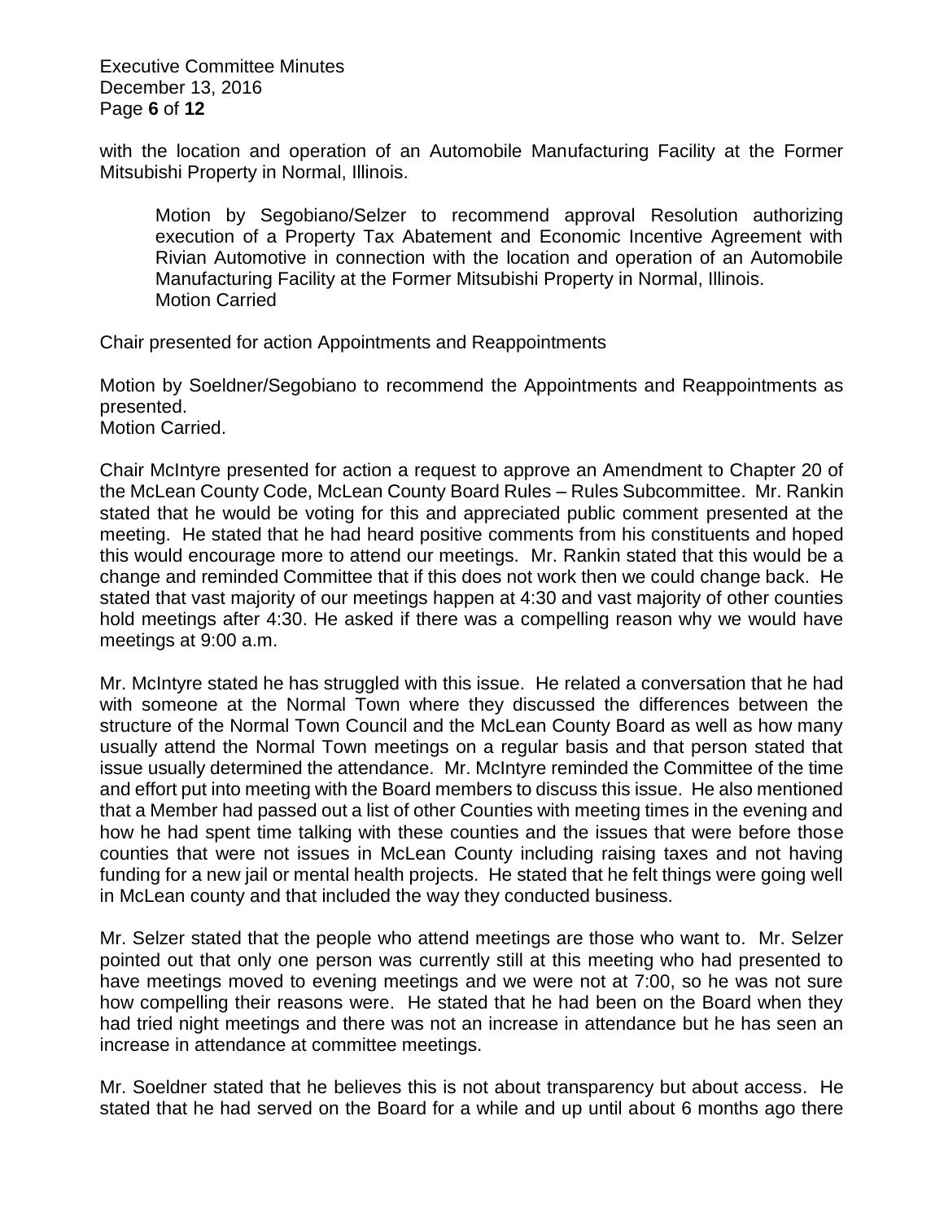with the location and operation of an Automobile Manufacturing Facility at the Former Mitsubishi Property in Normal, Illinois.

> Motion by Segobiano/Selzer to recommend approval Resolution authorizing execution of a Property Tax Abatement and Economic Incentive Agreement with Rivian Automotive in connection with the location and operation of an Automobile Manufacturing Facility at the Former Mitsubishi Property in Normal, Illinois.
> Motion Carried

Chair presented for action Appointments and Reappointments

Motion by Soeldner/Segobiano to recommend the Appointments and Reappointments as presented.
Motion Carried.

Chair McIntyre presented for action a request to approve an Amendment to Chapter 20 of the McLean County Code, McLean County Board Rules – Rules Subcommittee. Mr. Rankin stated that he would be voting for this and appreciated public comment presented at the meeting. He stated that he had heard positive comments from his constituents and hoped this would encourage more to attend our meetings. Mr. Rankin stated that this would be a change and reminded Committee that if this does not work then we could change back. He stated that vast majority of our meetings happen at 4:30 and vast majority of other counties hold meetings after 4:30. He asked if there was a compelling reason why we would have meetings at 9:00 a.m.

Mr. McIntyre stated he has struggled with this issue. He related a conversation that he had with someone at the Normal Town where they discussed the differences between the structure of the Normal Town Council and the McLean County Board as well as how many usually attend the Normal Town meetings on a regular basis and that person stated that issue usually determined the attendance. Mr. McIntyre reminded the Committee of the time and effort put into meeting with the Board members to discuss this issue. He also mentioned that a Member had passed out a list of other Counties with meeting times in the evening and how he had spent time talking with these counties and the issues that were before those counties that were not issues in McLean County including raising taxes and not having funding for a new jail or mental health projects. He stated that he felt things were going well in McLean county and that included the way they conducted business.

Mr. Selzer stated that the people who attend meetings are those who want to. Mr. Selzer pointed out that only one person was currently still at this meeting who had presented to have meetings moved to evening meetings and we were not at 7:00, so he was not sure how compelling their reasons were. He stated that he had been on the Board when they had tried night meetings and there was not an increase in attendance but he has seen an increase in attendance at committee meetings.

Mr. Soeldner stated that he believes this is not about transparency but about access. He stated that he had served on the Board for a while and up until about 6 months ago there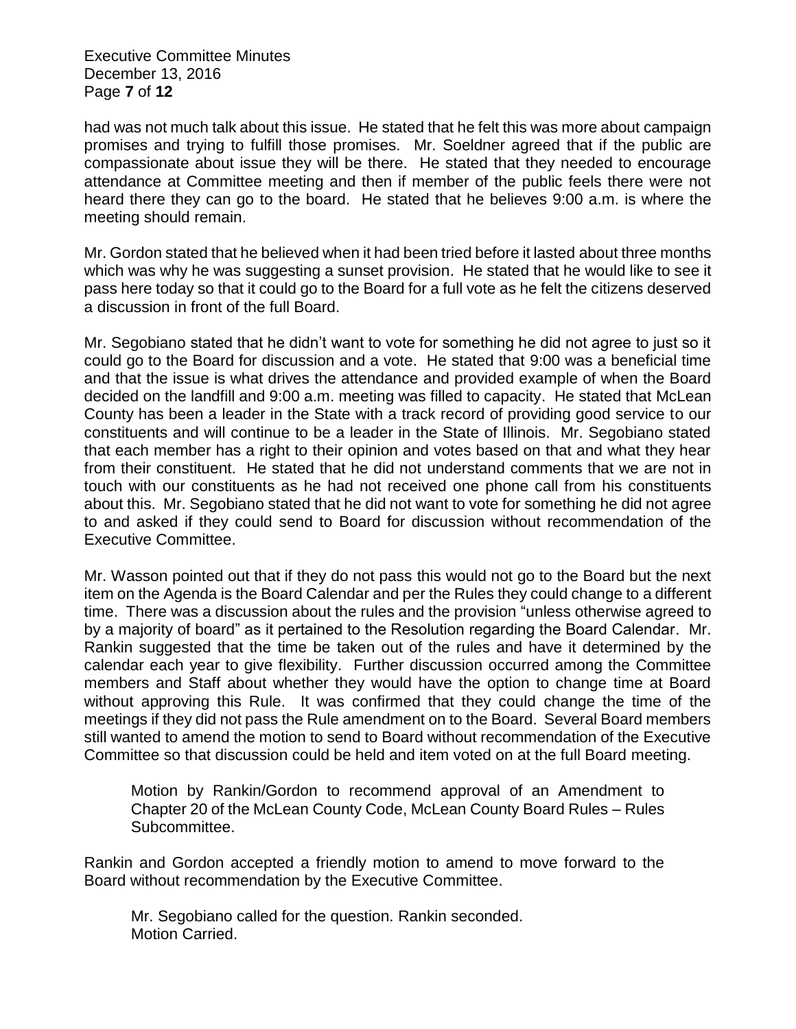had was not much talk about this issue. He stated that he felt this was more about campaign promises and trying to fulfill those promises. Mr. Soeldner agreed that if the public are compassionate about issue they will be there. He stated that they needed to encourage attendance at Committee meeting and then if member of the public feels there were not heard there they can go to the board. He stated that he believes 9:00 a.m. is where the meeting should remain.

Mr. Gordon stated that he believed when it had been tried before it lasted about three months which was why he was suggesting a sunset provision. He stated that he would like to see it pass here today so that it could go to the Board for a full vote as he felt the citizens deserved a discussion in front of the full Board.

Mr. Segobiano stated that he didn't want to vote for something he did not agree to just so it could go to the Board for discussion and a vote. He stated that 9:00 was a beneficial time and that the issue is what drives the attendance and provided example of when the Board decided on the landfill and 9:00 a.m. meeting was filled to capacity. He stated that McLean County has been a leader in the State with a track record of providing good service to our constituents and will continue to be a leader in the State of Illinois. Mr. Segobiano stated that each member has a right to their opinion and votes based on that and what they hear from their constituent. He stated that he did not understand comments that we are not in touch with our constituents as he had not received one phone call from his constituents about this. Mr. Segobiano stated that he did not want to vote for something he did not agree to and asked if they could send to Board for discussion without recommendation of the Executive Committee.

Mr. Wasson pointed out that if they do not pass this would not go to the Board but the next item on the Agenda is the Board Calendar and per the Rules they could change to a different time. There was a discussion about the rules and the provision "unless otherwise agreed to by a majority of board" as it pertained to the Resolution regarding the Board Calendar. Mr. Rankin suggested that the time be taken out of the rules and have it determined by the calendar each year to give flexibility. Further discussion occurred among the Committee members and Staff about whether they would have the option to change time at Board without approving this Rule. It was confirmed that they could change the time of the meetings if they did not pass the Rule amendment on to the Board. Several Board members still wanted to amend the motion to send to Board without recommendation of the Executive Committee so that discussion could be held and item voted on at the full Board meeting.

> Motion by Rankin/Gordon to recommend approval of an Amendment to Chapter 20 of the McLean County Code, McLean County Board Rules – Rules Subcommittee.

Rankin and Gordon accepted a friendly motion to amend to move forward to the Board without recommendation by the Executive Committee.

> Mr. Segobiano called for the question. Rankin seconded.
> Motion Carried.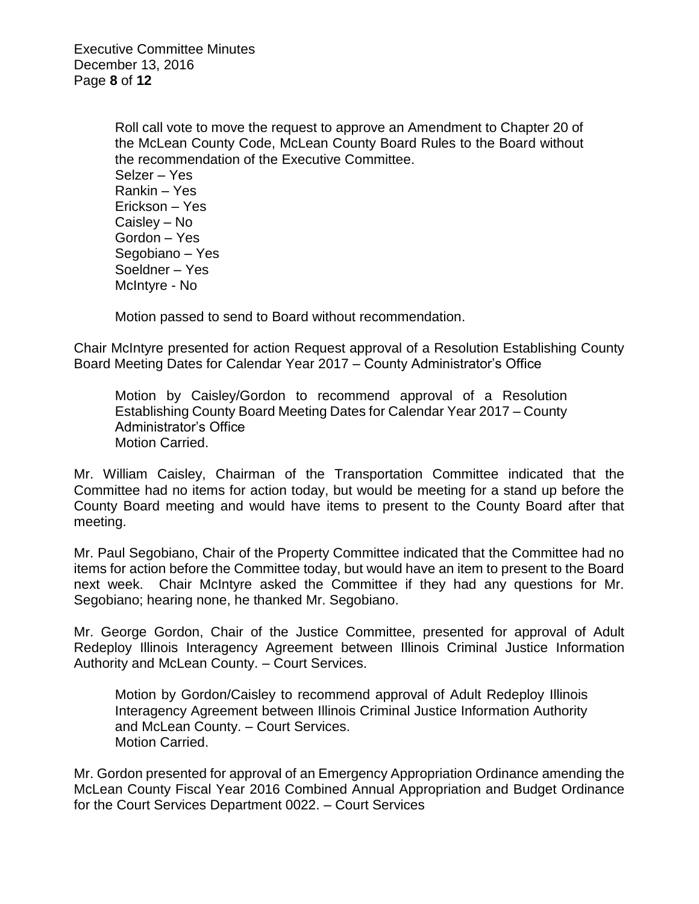Roll call vote to move the request to approve an Amendment to Chapter 20 of the McLean County Code, McLean County Board Rules to the Board without the recommendation of the Executive Committee.
Selzer – Yes
Rankin – Yes
Erickson – Yes
Caisley – No
Gordon – Yes
Segobiano – Yes
Soeldner – Yes
McIntyre - No

Motion passed to send to Board without recommendation.

Chair McIntyre presented for action Request approval of a Resolution Establishing County Board Meeting Dates for Calendar Year 2017 – County Administrator's Office

Motion by Caisley/Gordon to recommend approval of a Resolution Establishing County Board Meeting Dates for Calendar Year 2017 – County Administrator's Office
Motion Carried.

Mr. William Caisley, Chairman of the Transportation Committee indicated that the Committee had no items for action today, but would be meeting for a stand up before the County Board meeting and would have items to present to the County Board after that meeting.

Mr. Paul Segobiano, Chair of the Property Committee indicated that the Committee had no items for action before the Committee today, but would have an item to present to the Board next week. Chair McIntyre asked the Committee if they had any questions for Mr. Segobiano; hearing none, he thanked Mr. Segobiano.

Mr. George Gordon, Chair of the Justice Committee, presented for approval of Adult Redeploy Illinois Interagency Agreement between Illinois Criminal Justice Information Authority and McLean County. – Court Services.

Motion by Gordon/Caisley to recommend approval of Adult Redeploy Illinois Interagency Agreement between Illinois Criminal Justice Information Authority and McLean County. – Court Services.
Motion Carried.

Mr. Gordon presented for approval of an Emergency Appropriation Ordinance amending the McLean County Fiscal Year 2016 Combined Annual Appropriation and Budget Ordinance for the Court Services Department 0022. – Court Services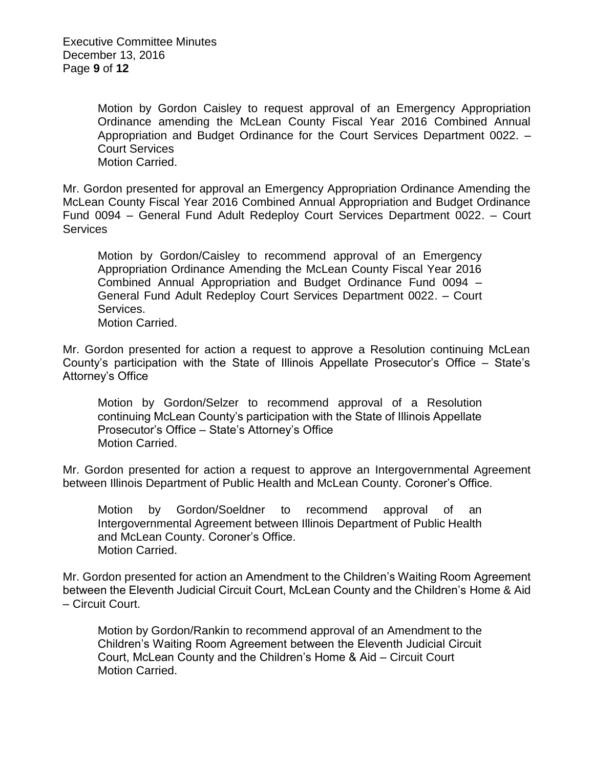> Motion by Gordon Caisley to request approval of an Emergency Appropriation Ordinance amending the McLean County Fiscal Year 2016 Combined Annual Appropriation and Budget Ordinance for the Court Services Department 0022. – Court Services
> Motion Carried.

Mr. Gordon presented for approval an Emergency Appropriation Ordinance Amending the McLean County Fiscal Year 2016 Combined Annual Appropriation and Budget Ordinance Fund 0094 – General Fund Adult Redeploy Court Services Department 0022. – Court Services

> Motion by Gordon/Caisley to recommend approval of an Emergency Appropriation Ordinance Amending the McLean County Fiscal Year 2016 Combined Annual Appropriation and Budget Ordinance Fund 0094 – General Fund Adult Redeploy Court Services Department 0022. – Court Services.
> Motion Carried.

Mr. Gordon presented for action a request to approve a Resolution continuing McLean County's participation with the State of Illinois Appellate Prosecutor's Office – State's Attorney's Office

> Motion by Gordon/Selzer to recommend approval of a Resolution continuing McLean County's participation with the State of Illinois Appellate Prosecutor's Office – State's Attorney's Office
> Motion Carried.

Mr. Gordon presented for action a request to approve an Intergovernmental Agreement between Illinois Department of Public Health and McLean County. Coroner's Office.

> Motion by Gordon/Soeldner to recommend approval of an Intergovernmental Agreement between Illinois Department of Public Health and McLean County. Coroner's Office.
> Motion Carried.

Mr. Gordon presented for action an Amendment to the Children's Waiting Room Agreement between the Eleventh Judicial Circuit Court, McLean County and the Children's Home & Aid – Circuit Court.

> Motion by Gordon/Rankin to recommend approval of an Amendment to the Children's Waiting Room Agreement between the Eleventh Judicial Circuit Court, McLean County and the Children's Home & Aid – Circuit Court
> Motion Carried.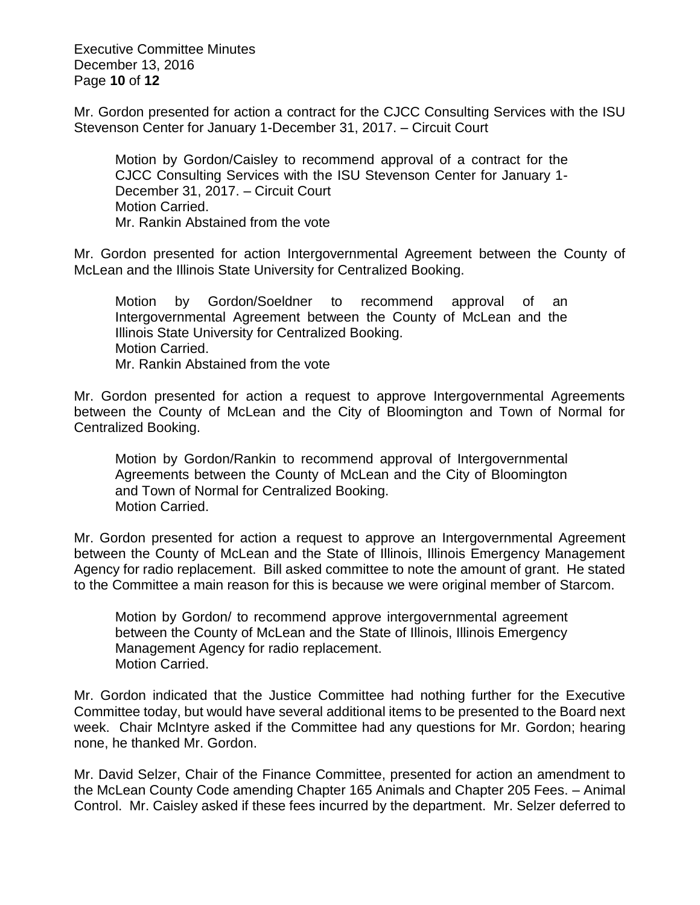Mr. Gordon presented for action a contract for the CJCC Consulting Services with the ISU Stevenson Center for January 1-December 31, 2017. – Circuit Court

> Motion by Gordon/Caisley to recommend approval of a contract for the CJCC Consulting Services with the ISU Stevenson Center for January 1-December 31, 2017. – Circuit Court
> Motion Carried.
> Mr. Rankin Abstained from the vote

Mr. Gordon presented for action Intergovernmental Agreement between the County of McLean and the Illinois State University for Centralized Booking.

> Motion by Gordon/Soeldner to recommend approval of an Intergovernmental Agreement between the County of McLean and the Illinois State University for Centralized Booking.
> Motion Carried.
> Mr. Rankin Abstained from the vote

Mr. Gordon presented for action a request to approve Intergovernmental Agreements between the County of McLean and the City of Bloomington and Town of Normal for Centralized Booking.

> Motion by Gordon/Rankin to recommend approval of Intergovernmental Agreements between the County of McLean and the City of Bloomington and Town of Normal for Centralized Booking.
> Motion Carried.

Mr. Gordon presented for action a request to approve an Intergovernmental Agreement between the County of McLean and the State of Illinois, Illinois Emergency Management Agency for radio replacement. Bill asked committee to note the amount of grant. He stated to the Committee a main reason for this is because we were original member of Starcom.

> Motion by Gordon/ to recommend approve intergovernmental agreement between the County of McLean and the State of Illinois, Illinois Emergency Management Agency for radio replacement.
> Motion Carried.

Mr. Gordon indicated that the Justice Committee had nothing further for the Executive Committee today, but would have several additional items to be presented to the Board next week. Chair McIntyre asked if the Committee had any questions for Mr. Gordon; hearing none, he thanked Mr. Gordon.

Mr. David Selzer, Chair of the Finance Committee, presented for action an amendment to the McLean County Code amending Chapter 165 Animals and Chapter 205 Fees. – Animal Control. Mr. Caisley asked if these fees incurred by the department. Mr. Selzer deferred to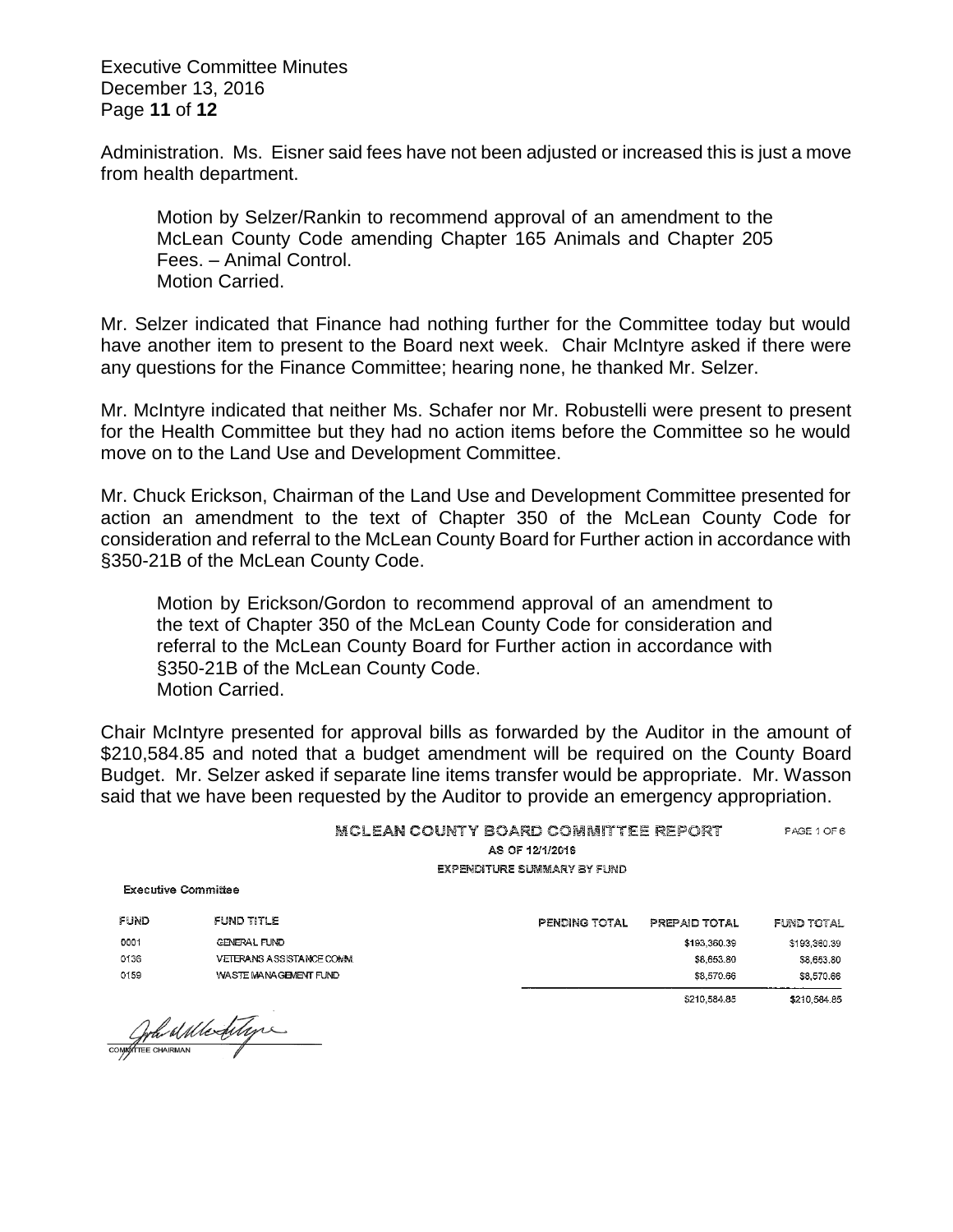Administration. Ms. Eisner said fees have not been adjusted or increased this is just a move from health department.

> Motion by Selzer/Rankin to recommend approval of an amendment to the McLean County Code amending Chapter 165 Animals and Chapter 205 Fees. – Animal Control.
> Motion Carried.

Mr. Selzer indicated that Finance had nothing further for the Committee today but would have another item to present to the Board next week. Chair McIntyre asked if there were any questions for the Finance Committee; hearing none, he thanked Mr. Selzer.

Mr. McIntyre indicated that neither Ms. Schafer nor Mr. Robustelli were present to present for the Health Committee but they had no action items before the Committee so he would move on to the Land Use and Development Committee.

Mr. Chuck Erickson, Chairman of the Land Use and Development Committee presented for action an amendment to the text of Chapter 350 of the McLean County Code for consideration and referral to the McLean County Board for Further action in accordance with §350-21B of the McLean County Code.

> Motion by Erickson/Gordon to recommend approval of an amendment to the text of Chapter 350 of the McLean County Code for consideration and referral to the McLean County Board for Further action in accordance with §350-21B of the McLean County Code.
> Motion Carried.

Chair McIntyre presented for approval bills as forwarded by the Auditor in the amount of $210,584.85 and noted that a budget amendment will be required on the County Board Budget. Mr. Selzer asked if separate line items transfer would be appropriate. Mr. Wasson said that we have been requested by the Auditor to provide an emergency appropriation.

**MCLEAN COUNTY BOARD COMMITTEE REPORT**
PAGE 1 OF 6
AS OF 12/1/2016
EXPENDITURE SUMMARY BY FUND

**Executive Committee**

| FUND | FUND TITLE | PENDING TOTAL | PREPAID TOTAL | FUND TOTAL |
| --- | --- | --- | --- | --- |
| 0001 | GENERAL FUND | | $193,360.39 | $193,360.39 |
| 0136 | VETERANS ASSISTANCE COMM. | | $8,653.80 | $8,653.80 |
| 0159 | WASTE MANAGEMENT FUND | | $8,570.66 | $8,570.66 |
| | | | $210,584.85 | $210,584.85 |

COMMITTEE CHAIRMAN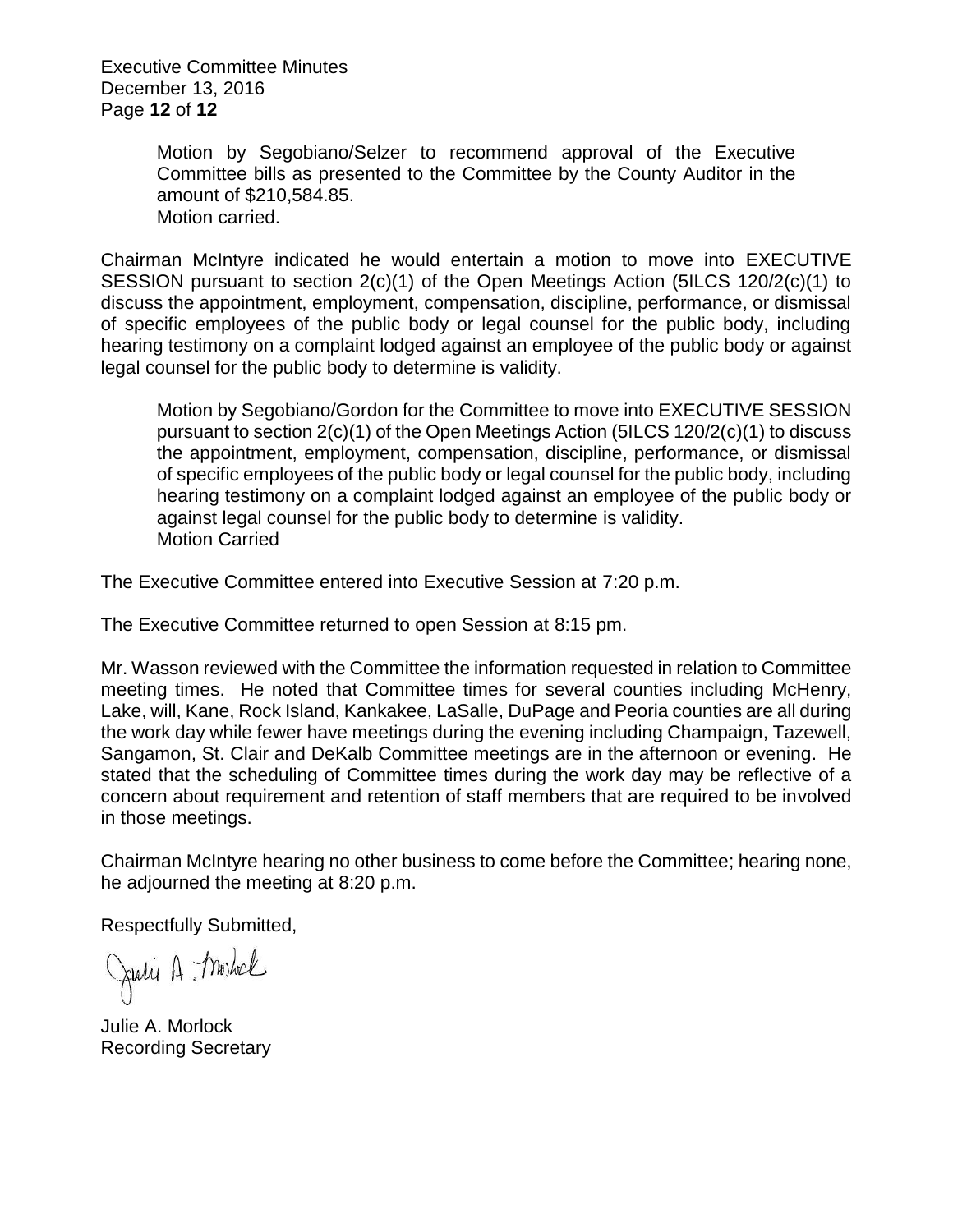Motion by Segobiano/Selzer to recommend approval of the Executive Committee bills as presented to the Committee by the County Auditor in the amount of $210,584.85.
Motion carried.

Chairman McIntyre indicated he would entertain a motion to move into EXECUTIVE SESSION pursuant to section 2(c)(1) of the Open Meetings Action (5ILCS 120/2(c)(1) to discuss the appointment, employment, compensation, discipline, performance, or dismissal of specific employees of the public body or legal counsel for the public body, including hearing testimony on a complaint lodged against an employee of the public body or against legal counsel for the public body to determine is validity.

Motion by Segobiano/Gordon for the Committee to move into EXECUTIVE SESSION pursuant to section 2(c)(1) of the Open Meetings Action (5ILCS 120/2(c)(1) to discuss the appointment, employment, compensation, discipline, performance, or dismissal of specific employees of the public body or legal counsel for the public body, including hearing testimony on a complaint lodged against an employee of the public body or against legal counsel for the public body to determine is validity.
Motion Carried

The Executive Committee entered into Executive Session at 7:20 p.m.

The Executive Committee returned to open Session at 8:15 pm.

Mr. Wasson reviewed with the Committee the information requested in relation to Committee meeting times. He noted that Committee times for several counties including McHenry, Lake, will, Kane, Rock Island, Kankakee, LaSalle, DuPage and Peoria counties are all during the work day while fewer have meetings during the evening including Champaign, Tazewell, Sangamon, St. Clair and DeKalb Committee meetings are in the afternoon or evening. He stated that the scheduling of Committee times during the work day may be reflective of a concern about requirement and retention of staff members that are required to be involved in those meetings.

Chairman McIntyre hearing no other business to come before the Committee; hearing none, he adjourned the meeting at 8:20 p.m.

Respectfully Submitted,

Julie A. Morlock

Julie A. Morlock
Recording Secretary